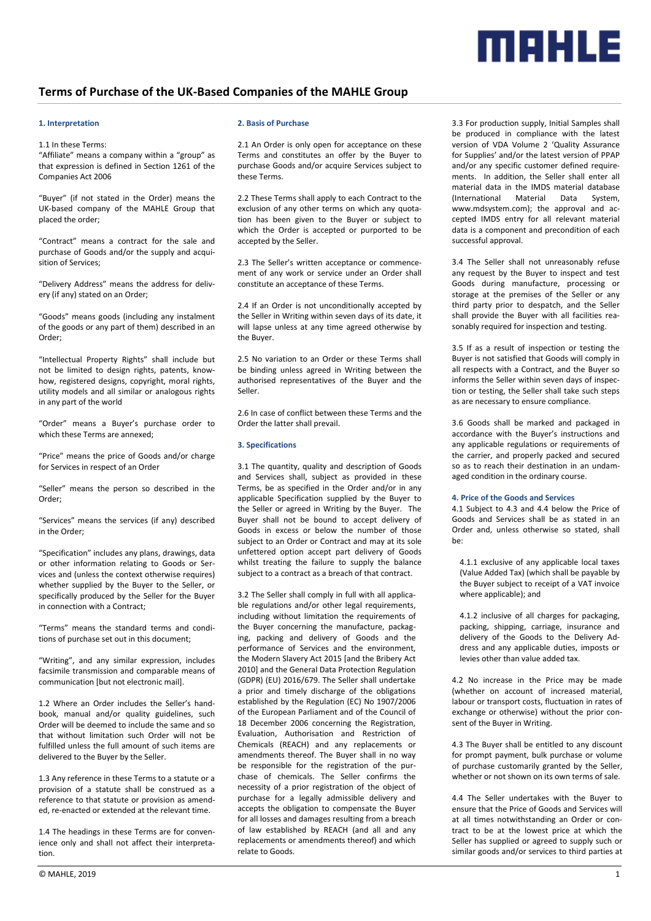# Terms of Purchase of the UK-Based Companies of the MAHLE Group

## 1. Interpretation

1.1 In these Terms:

"Affiliate" means a company within a "group" as that expression is defined in Section 1261 of the Companies Act 2006

"Buyer" (if not stated in the Order) means the UK-based company of the MAHLE Group that placed the order;

"Contract" means a contract for the sale and purchase of Goods and/or the supply and acquisition of Services;

"Delivery Address" means the address for delivery (if any) stated on an Order;

"Goods" means goods (including any instalment of the goods or any part of them) described in an Order;

"Intellectual Property Rights" shall include but not be limited to design rights, patents, know-how, registered designs, copyright, moral rights, utility models and all similar or analogous rights in any part of the world

"Order" means a Buyer's purchase order to which these Terms are annexed;

"Price" means the price of Goods and/or charge for Services in respect of an Order

"Seller" means the person so described in the Order;

"Services" means the services (if any) described in the Order;

"Specification" includes any plans, drawings, data or other information relating to Goods or Services and (unless the context otherwise requires) whether supplied by the Buyer to the Seller, or specifically produced by the Seller for the Buyer in connection with a Contract;

"Terms" means the standard terms and conditions of purchase set out in this document;

"Writing", and any similar expression, includes facsimile transmission and comparable means of communication [but not electronic mail].

1.2 Where an Order includes the Seller's handbook, manual and/or quality guidelines, such Order will be deemed to include the same and so that without limitation such Order will not be fulfilled unless the full amount of such items are delivered to the Buyer by the Seller.

1.3 Any reference in these Terms to a statute or a provision of a statute shall be construed as a reference to that statute or provision as amended, re-enacted or extended at the relevant time.

1.4 The headings in these Terms are for convenience only and shall not affect their interpretation.

## 2. Basis of Purchase

2.1 An Order is only open for acceptance on these Terms and constitutes an offer by the Buyer to purchase Goods and/or acquire Services subject to these Terms.

2.2 These Terms shall apply to each Contract to the exclusion of any other terms on which any quotation has been given to the Buyer or subject to which the Order is accepted or purported to be accepted by the Seller.

2.3 The Seller's written acceptance or commencement of any work or service under an Order shall constitute an acceptance of these Terms.

2.4 If an Order is not unconditionally accepted by the Seller in Writing within seven days of its date, it will lapse unless at any time agreed otherwise by the Buyer.

2.5 No variation to an Order or these Terms shall be binding unless agreed in Writing between the authorised representatives of the Buyer and the Seller.

2.6 In case of conflict between these Terms and the Order the latter shall prevail.

## 3. Specifications

3.1 The quantity, quality and description of Goods and Services shall, subject as provided in these Terms, be as specified in the Order and/or in any applicable Specification supplied by the Buyer to the Seller or agreed in Writing by the Buyer. The Buyer shall not be bound to accept delivery of Goods in excess or below the number of those subject to an Order or Contract and may at its sole unfettered option accept part delivery of Goods whilst treating the failure to supply the balance subject to a contract as a breach of that contract.

3.2 The Seller shall comply in full with all applicable regulations and/or other legal requirements, including without limitation the requirements of the Buyer concerning the manufacture, packaging, packing and delivery of Goods and the performance of Services and the environment, the Modern Slavery Act 2015 [and the Bribery Act 2010] and the General Data Protection Regulation (GDPR) (EU) 2016/679. The Seller shall undertake a prior and timely discharge of the obligations established by the Regulation (EC) No 1907/2006 of the European Parliament and of the Council of 18 December 2006 concerning the Registration, Evaluation, Authorisation and Restriction of Chemicals (REACH) and any replacements or amendments thereof. The Buyer shall in no way be responsible for the registration of the purchase of chemicals. The Seller confirms the necessity of a prior registration of the object of purchase for a legally admissible delivery and accepts the obligation to compensate the Buyer for all losses and damages resulting from a breach of law established by REACH (and all and any replacements or amendments thereof) and which relate to Goods.

3.3 For production supply, Initial Samples shall be produced in compliance with the latest version of VDA Volume 2 'Quality Assurance for Supplies' and/or the latest version of PPAP and/or any specific customer defined requirements. In addition, the Seller shall enter all material data in the IMDS material database (International Material Data System, www.mdsystem.com); the approval and accepted IMDS entry for all relevant material data is a component and precondition of each successful approval.

3.4 The Seller shall not unreasonably refuse any request by the Buyer to inspect and test Goods during manufacture, processing or storage at the premises of the Seller or any third party prior to despatch, and the Seller shall provide the Buyer with all facilities reasonably required for inspection and testing.

3.5 If as a result of inspection or testing the Buyer is not satisfied that Goods will comply in all respects with a Contract, and the Buyer so informs the Seller within seven days of inspection or testing, the Seller shall take such steps as are necessary to ensure compliance.

3.6 Goods shall be marked and packaged in accordance with the Buyer's instructions and any applicable regulations or requirements of the carrier, and properly packed and secured so as to reach their destination in an undamaged condition in the ordinary course.

## 4. Price of the Goods and Services

4.1 Subject to 4.3 and 4.4 below the Price of Goods and Services shall be as stated in an Order and, unless otherwise so stated, shall be:

4.1.1 exclusive of any applicable local taxes (Value Added Tax) (which shall be payable by the Buyer subject to receipt of a VAT invoice where applicable); and

4.1.2 inclusive of all charges for packaging, packing, shipping, carriage, insurance and delivery of the Goods to the Delivery Address and any applicable duties, imposts or levies other than value added tax.

4.2 No increase in the Price may be made (whether on account of increased material, labour or transport costs, fluctuation in rates of exchange or otherwise) without the prior consent of the Buyer in Writing.

4.3 The Buyer shall be entitled to any discount for prompt payment, bulk purchase or volume of purchase customarily granted by the Seller, whether or not shown on its own terms of sale.

4.4 The Seller undertakes with the Buyer to ensure that the Price of Goods and Services will at all times notwithstanding an Order or contract to be at the lowest price at which the Seller has supplied or agreed to supply such or similar goods and/or services to third parties at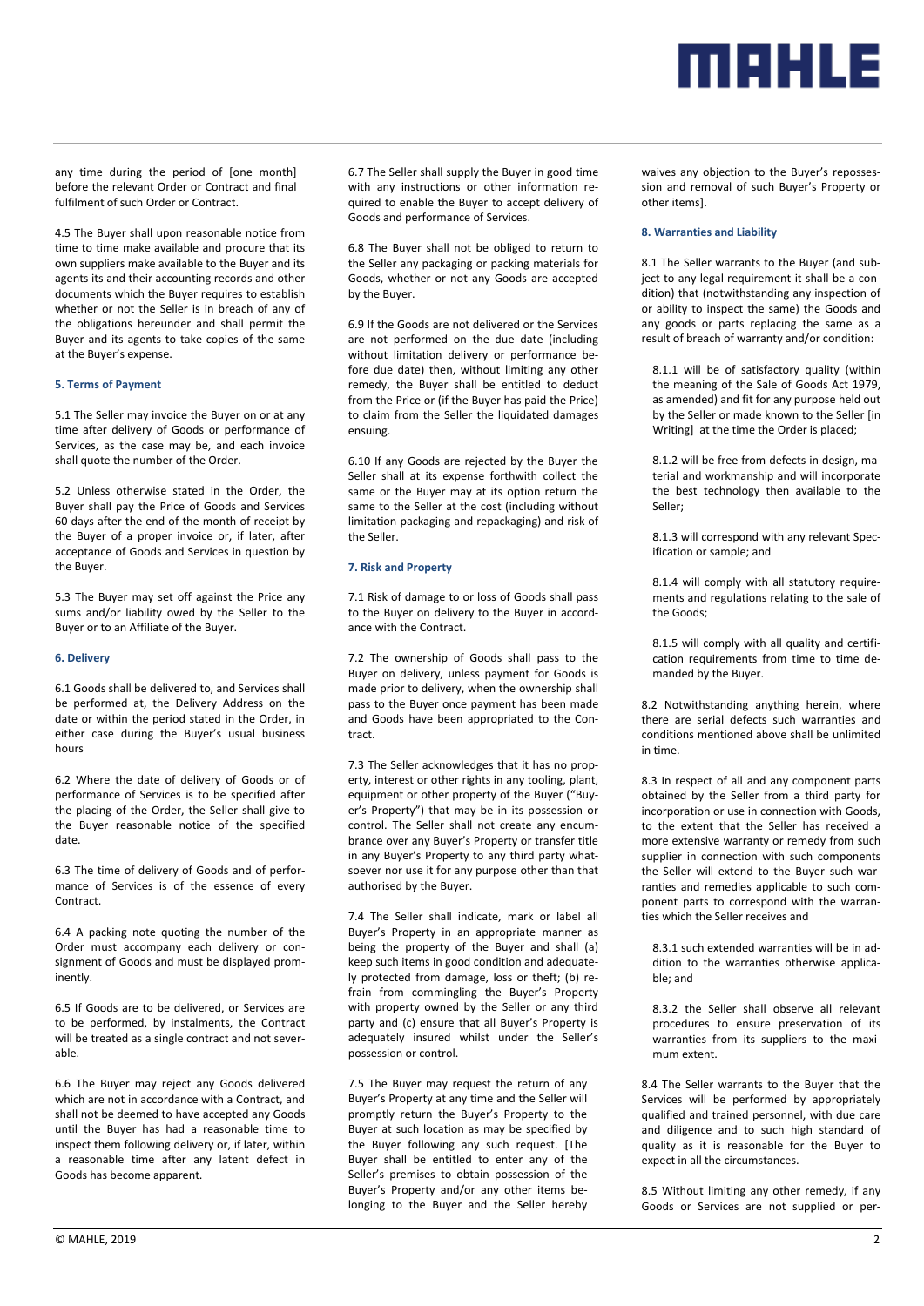any time during the period of [one month] before the relevant Order or Contract and final fulfilment of such Order or Contract.

4.5 The Buyer shall upon reasonable notice from time to time make available and procure that its own suppliers make available to the Buyer and its agents its and their accounting records and other documents which the Buyer requires to establish whether or not the Seller is in breach of any of the obligations hereunder and shall permit the Buyer and its agents to take copies of the same at the Buyer's expense.

#### 5. Terms of Payment

5.1 The Seller may invoice the Buyer on or at any time after delivery of Goods or performance of Services, as the case may be, and each invoice shall quote the number of the Order.

5.2 Unless otherwise stated in the Order, the Buyer shall pay the Price of Goods and Services 60 days after the end of the month of receipt by the Buyer of a proper invoice or, if later, after acceptance of Goods and Services in question by the Buyer.

5.3 The Buyer may set off against the Price any sums and/or liability owed by the Seller to the Buyer or to an Affiliate of the Buyer.

#### 6. Delivery

6.1 Goods shall be delivered to, and Services shall be performed at, the Delivery Address on the date or within the period stated in the Order, in either case during the Buyer's usual business hours

6.2 Where the date of delivery of Goods or of performance of Services is to be specified after the placing of the Order, the Seller shall give to the Buyer reasonable notice of the specified date.

6.3 The time of delivery of Goods and of performance of Services is of the essence of every Contract.

6.4 A packing note quoting the number of the Order must accompany each delivery or consignment of Goods and must be displayed prominently.

6.5 If Goods are to be delivered, or Services are to be performed, by instalments, the Contract will be treated as a single contract and not severable.

6.6 The Buyer may reject any Goods delivered which are not in accordance with a Contract, and shall not be deemed to have accepted any Goods until the Buyer has had a reasonable time to inspect them following delivery or, if later, within a reasonable time after any latent defect in Goods has become apparent.

6.7 The Seller shall supply the Buyer in good time with any instructions or other information required to enable the Buyer to accept delivery of Goods and performance of Services.

6.8 The Buyer shall not be obliged to return to the Seller any packaging or packing materials for Goods, whether or not any Goods are accepted by the Buyer.

6.9 If the Goods are not delivered or the Services are not performed on the due date (including without limitation delivery or performance before due date) then, without limiting any other remedy, the Buyer shall be entitled to deduct from the Price or (if the Buyer has paid the Price) to claim from the Seller the liquidated damages ensuing.

6.10 If any Goods are rejected by the Buyer the Seller shall at its expense forthwith collect the same or the Buyer may at its option return the same to the Seller at the cost (including without limitation packaging and repackaging) and risk of the Seller.

#### 7. Risk and Property

7.1 Risk of damage to or loss of Goods shall pass to the Buyer on delivery to the Buyer in accordance with the Contract.

7.2 The ownership of Goods shall pass to the Buyer on delivery, unless payment for Goods is made prior to delivery, when the ownership shall pass to the Buyer once payment has been made and Goods have been appropriated to the Contract.

7.3 The Seller acknowledges that it has no property, interest or other rights in any tooling, plant, equipment or other property of the Buyer ("Buyer's Property") that may be in its possession or control. The Seller shall not create any encumbrance over any Buyer's Property or transfer title in any Buyer's Property to any third party whatsoever nor use it for any purpose other than that authorised by the Buyer.

7.4 The Seller shall indicate, mark or label all Buyer's Property in an appropriate manner as being the property of the Buyer and shall (a) keep such items in good condition and adequately protected from damage, loss or theft; (b) refrain from commingling the Buyer's Property with property owned by the Seller or any third party and (c) ensure that all Buyer's Property is adequately insured whilst under the Seller's possession or control.

7.5 The Buyer may request the return of any Buyer's Property at any time and the Seller will promptly return the Buyer's Property to the Buyer at such location as may be specified by the Buyer following any such request. [The Buyer shall be entitled to enter any of the Seller's premises to obtain possession of the Buyer's Property and/or any other items belonging to the Buyer and the Seller hereby waives any objection to the Buyer's repossession and removal of such Buyer's Property or other items].

#### 8. Warranties and Liability

8.1 The Seller warrants to the Buyer (and subject to any legal requirement it shall be a condition) that (notwithstanding any inspection of or ability to inspect the same) the Goods and any goods or parts replacing the same as a result of breach of warranty and/or condition:

8.1.1 will be of satisfactory quality (within the meaning of the Sale of Goods Act 1979, as amended) and fit for any purpose held out by the Seller or made known to the Seller [in Writing] at the time the Order is placed;

8.1.2 will be free from defects in design, material and workmanship and will incorporate the best technology then available to the Seller;

8.1.3 will correspond with any relevant Specification or sample; and

8.1.4 will comply with all statutory requirements and regulations relating to the sale of the Goods;

8.1.5 will comply with all quality and certification requirements from time to time demanded by the Buyer.

8.2 Notwithstanding anything herein, where there are serial defects such warranties and conditions mentioned above shall be unlimited in time.

8.3 In respect of all and any component parts obtained by the Seller from a third party for incorporation or use in connection with Goods, to the extent that the Seller has received a more extensive warranty or remedy from such supplier in connection with such components the Seller will extend to the Buyer such warranties and remedies applicable to such component parts to correspond with the warranties which the Seller receives and

8.3.1 such extended warranties will be in addition to the warranties otherwise applicable; and

8.3.2 the Seller shall observe all relevant procedures to ensure preservation of its warranties from its suppliers to the maximum extent.

8.4 The Seller warrants to the Buyer that the Services will be performed by appropriately qualified and trained personnel, with due care and diligence and to such high standard of quality as it is reasonable for the Buyer to expect in all the circumstances.

8.5 Without limiting any other remedy, if any Goods or Services are not supplied or per-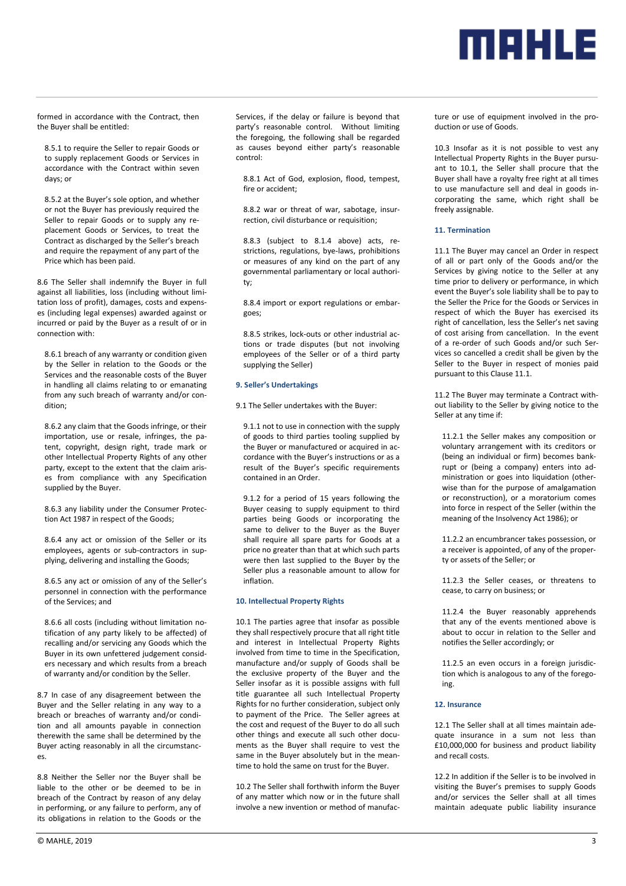formed in accordance with the Contract, then the Buyer shall be entitled:

8.5.1 to require the Seller to repair Goods or to supply replacement Goods or Services in accordance with the Contract within seven days; or

8.5.2 at the Buyer's sole option, and whether or not the Buyer has previously required the Seller to repair Goods or to supply any replacement Goods or Services, to treat the Contract as discharged by the Seller's breach and require the repayment of any part of the Price which has been paid.

8.6 The Seller shall indemnify the Buyer in full against all liabilities, loss (including without limitation loss of profit), damages, costs and expenses (including legal expenses) awarded against or incurred or paid by the Buyer as a result of or in connection with:

8.6.1 breach of any warranty or condition given by the Seller in relation to the Goods or the Services and the reasonable costs of the Buyer in handling all claims relating to or emanating from any such breach of warranty and/or condition;

8.6.2 any claim that the Goods infringe, or their importation, use or resale, infringes, the patent, copyright, design right, trade mark or other Intellectual Property Rights of any other party, except to the extent that the claim arises from compliance with any Specification supplied by the Buyer.

8.6.3 any liability under the Consumer Protection Act 1987 in respect of the Goods;

8.6.4 any act or omission of the Seller or its employees, agents or sub-contractors in supplying, delivering and installing the Goods;

8.6.5 any act or omission of any of the Seller's personnel in connection with the performance of the Services; and

8.6.6 all costs (including without limitation notification of any party likely to be affected) of recalling and/or servicing any Goods which the Buyer in its own unfettered judgement considers necessary and which results from a breach of warranty and/or condition by the Seller.

8.7 In case of any disagreement between the Buyer and the Seller relating in any way to a breach or breaches of warranty and/or condition and all amounts payable in connection therewith the same shall be determined by the Buyer acting reasonably in all the circumstances.

8.8 Neither the Seller nor the Buyer shall be liable to the other or be deemed to be in breach of the Contract by reason of any delay in performing, or any failure to perform, any of its obligations in relation to the Goods or the Services, if the delay or failure is beyond that party's reasonable control. Without limiting the foregoing, the following shall be regarded as causes beyond either party's reasonable control:

8.8.1 Act of God, explosion, flood, tempest, fire or accident;

8.8.2 war or threat of war, sabotage, insurrection, civil disturbance or requisition;

8.8.3 (subject to 8.1.4 above) acts, restrictions, regulations, bye-laws, prohibitions or measures of any kind on the part of any governmental parliamentary or local authority;

8.8.4 import or export regulations or embargoes;

8.8.5 strikes, lock-outs or other industrial actions or trade disputes (but not involving employees of the Seller or of a third party supplying the Seller)

### 9. Seller's Undertakings

9.1 The Seller undertakes with the Buyer:

9.1.1 not to use in connection with the supply of goods to third parties tooling supplied by the Buyer or manufactured or acquired in accordance with the Buyer's instructions or as a result of the Buyer's specific requirements contained in an Order.

9.1.2 for a period of 15 years following the Buyer ceasing to supply equipment to third parties being Goods or incorporating the same to deliver to the Buyer as the Buyer shall require all spare parts for Goods at a price no greater than that at which such parts were then last supplied to the Buyer by the Seller plus a reasonable amount to allow for inflation.

### 10. Intellectual Property Rights

10.1 The parties agree that insofar as possible they shall respectively procure that all right title and interest in Intellectual Property Rights involved from time to time in the Specification, manufacture and/or supply of Goods shall be the exclusive property of the Buyer and the Seller insofar as it is possible assigns with full title guarantee all such Intellectual Property Rights for no further consideration, subject only to payment of the Price. The Seller agrees at the cost and request of the Buyer to do all such other things and execute all such other documents as the Buyer shall require to vest the same in the Buyer absolutely but in the meantime to hold the same on trust for the Buyer.

10.2 The Seller shall forthwith inform the Buyer of any matter which now or in the future shall involve a new invention or method of manufacture or use of equipment involved in the production or use of Goods.

10.3 Insofar as it is not possible to vest any Intellectual Property Rights in the Buyer pursuant to 10.1, the Seller shall procure that the Buyer shall have a royalty free right at all times to use manufacture sell and deal in goods incorporating the same, which right shall be freely assignable.

### 11. Termination

11.1 The Buyer may cancel an Order in respect of all or part only of the Goods and/or the Services by giving notice to the Seller at any time prior to delivery or performance, in which event the Buyer's sole liability shall be to pay to the Seller the Price for the Goods or Services in respect of which the Buyer has exercised its right of cancellation, less the Seller's net saving of cost arising from cancellation. In the event of a re-order of such Goods and/or such Services so cancelled a credit shall be given by the Seller to the Buyer in respect of monies paid pursuant to this Clause 11.1.

11.2 The Buyer may terminate a Contract without liability to the Seller by giving notice to the Seller at any time if:

11.2.1 the Seller makes any composition or voluntary arrangement with its creditors or (being an individual or firm) becomes bankrupt or (being a company) enters into administration or goes into liquidation (otherwise than for the purpose of amalgamation or reconstruction), or a moratorium comes into force in respect of the Seller (within the meaning of the Insolvency Act 1986); or

11.2.2 an encumbrancer takes possession, or a receiver is appointed, of any of the property or assets of the Seller; or

11.2.3 the Seller ceases, or threatens to cease, to carry on business; or

11.2.4 the Buyer reasonably apprehends that any of the events mentioned above is about to occur in relation to the Seller and notifies the Seller accordingly; or

11.2.5 an even occurs in a foreign jurisdiction which is analogous to any of the foregoing.

### 12. Insurance

12.1 The Seller shall at all times maintain adequate insurance in a sum not less than £10,000,000 for business and product liability and recall costs.

12.2 In addition if the Seller is to be involved in visiting the Buyer's premises to supply Goods and/or services the Seller shall at all times maintain adequate public liability insurance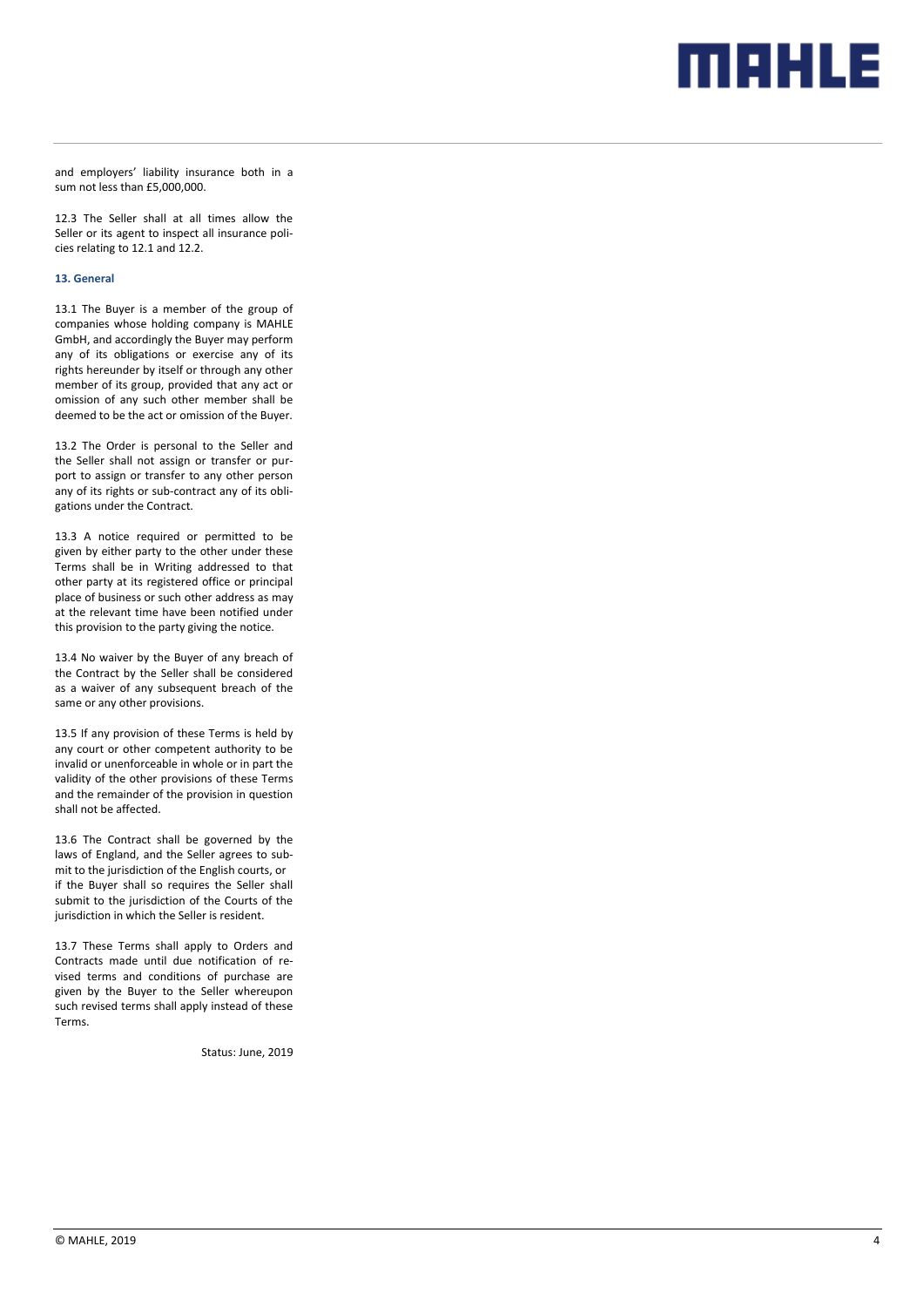and employers' liability insurance both in a sum not less than £5,000,000.

12.3 The Seller shall at all times allow the Seller or its agent to inspect all insurance policies relating to 12.1 and 12.2.

**13. General**

13.1 The Buyer is a member of the group of companies whose holding company is MAHLE GmbH, and accordingly the Buyer may perform any of its obligations or exercise any of its rights hereunder by itself or through any other member of its group, provided that any act or omission of any such other member shall be deemed to be the act or omission of the Buyer.

13.2 The Order is personal to the Seller and the Seller shall not assign or transfer or purport to assign or transfer to any other person any of its rights or sub-contract any of its obligations under the Contract.

13.3 A notice required or permitted to be given by either party to the other under these Terms shall be in Writing addressed to that other party at its registered office or principal place of business or such other address as may at the relevant time have been notified under this provision to the party giving the notice.

13.4 No waiver by the Buyer of any breach of the Contract by the Seller shall be considered as a waiver of any subsequent breach of the same or any other provisions.

13.5 If any provision of these Terms is held by any court or other competent authority to be invalid or unenforceable in whole or in part the validity of the other provisions of these Terms and the remainder of the provision in question shall not be affected.

13.6 The Contract shall be governed by the laws of England, and the Seller agrees to submit to the jurisdiction of the English courts, or if the Buyer shall so requires the Seller shall submit to the jurisdiction of the Courts of the jurisdiction in which the Seller is resident.

13.7 These Terms shall apply to Orders and Contracts made until due notification of revised terms and conditions of purchase are given by the Buyer to the Seller whereupon such revised terms shall apply instead of these Terms.

Status: June, 2019